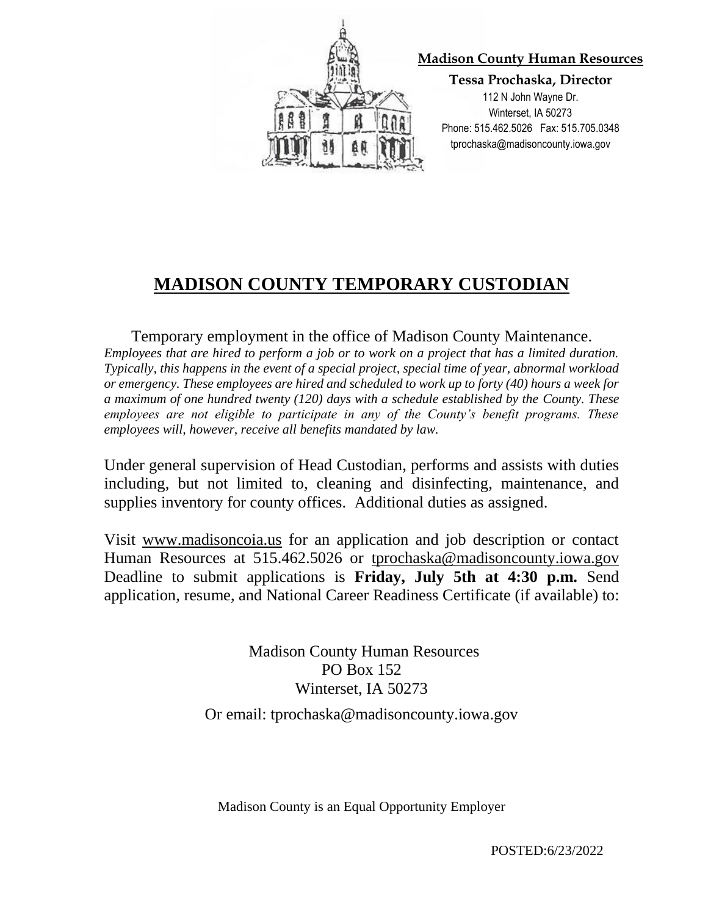**Madison County Human Resources**

**Tessa Prochaska, Director**

112 N John Wayne Dr.
Winterset, IA 50273
Phone: 515.462.5026 Fax: 515.705.0348
tprochaska@madisoncounty.iowa.gov

# MADISON COUNTY TEMPORARY CUSTODIAN

Temporary employment in the office of Madison County Maintenance.
*Employees that are hired to perform a job or to work on a project that has a limited duration. Typically, this happens in the event of a special project, special time of year, abnormal workload or emergency. These employees are hired and scheduled to work up to forty (40) hours a week for a maximum of one hundred twenty (120) days with a schedule established by the County. These employees are not eligible to participate in any of the County's benefit programs. These employees will, however, receive all benefits mandated by law.*

Under general supervision of Head Custodian, performs and assists with duties including, but not limited to, cleaning and disinfecting, maintenance, and supplies inventory for county offices. Additional duties as assigned.

Visit www.madisoncoia.us for an application and job description or contact Human Resources at 515.462.5026 or tprochaska@madisoncounty.iowa.gov Deadline to submit applications is **Friday, July 5th at 4:30 p.m.** Send application, resume, and National Career Readiness Certificate (if available) to:

Madison County Human Resources
PO Box 152
Winterset, IA 50273

Or email: tprochaska@madisoncounty.iowa.gov

Madison County is an Equal Opportunity Employer

POSTED:6/23/2022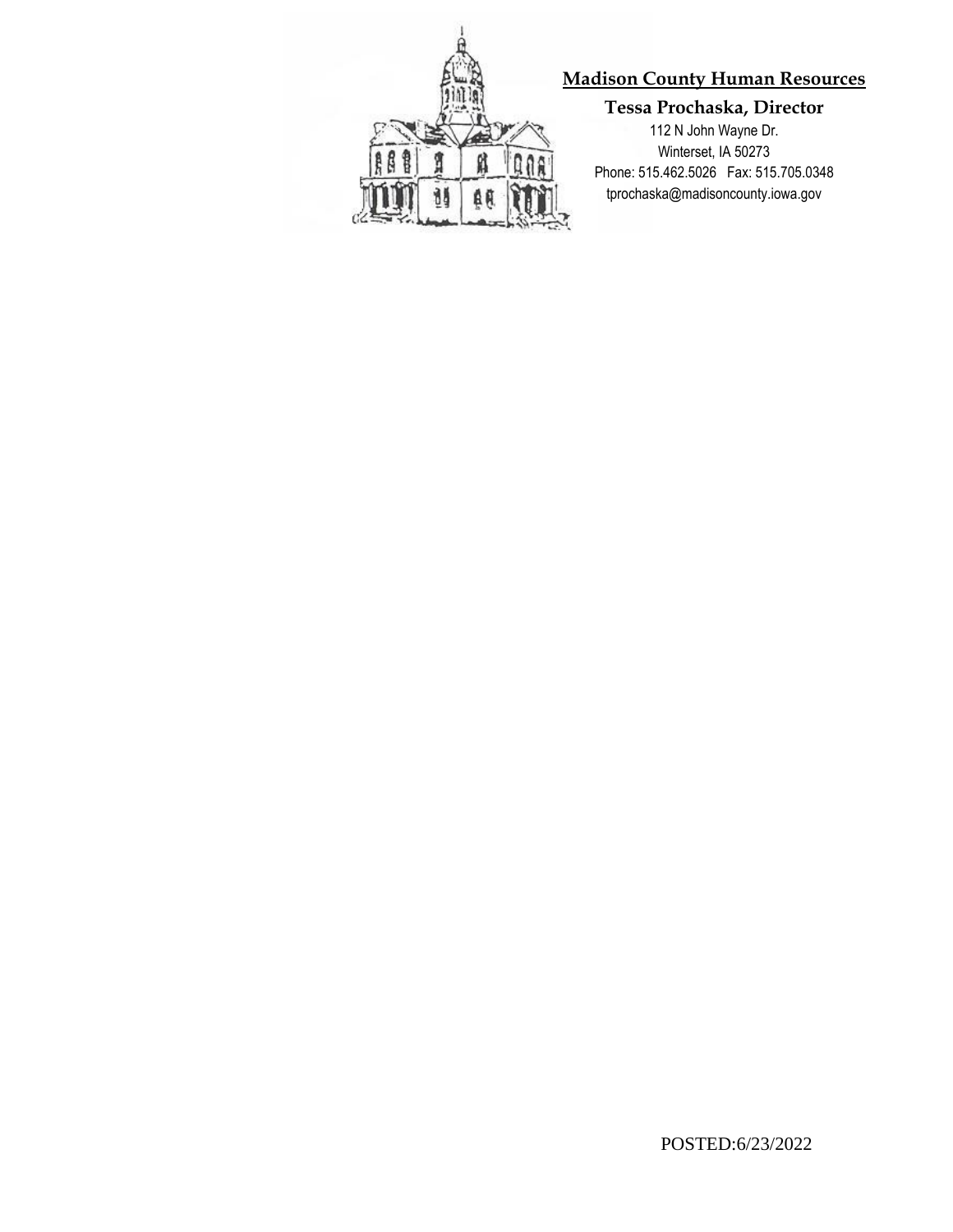**Madison County Human Resources**

**Tessa Prochaska, Director**

112 N John Wayne Dr.
Winterset, IA 50273
Phone: 515.462.5026 Fax: 515.705.0348
tprochaska@madisoncounty.iowa.gov

POSTED:6/23/2022